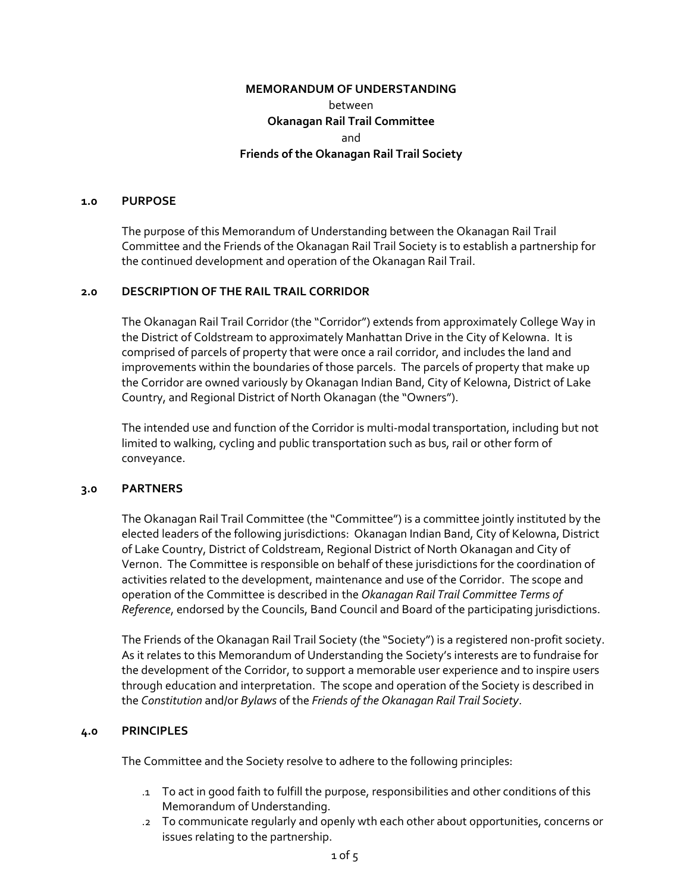**MEMORANDUM OF UNDERSTANDING**

between

**Okanagan Rail Trail Committee**

and

**Friends of the Okanagan Rail Trail Society**

## 1.0 PURPOSE

The purpose of this Memorandum of Understanding between the Okanagan Rail Trail Committee and the Friends of the Okanagan Rail Trail Society is to establish a partnership for the continued development and operation of the Okanagan Rail Trail.

## 2.0 DESCRIPTION OF THE RAIL TRAIL CORRIDOR

The Okanagan Rail Trail Corridor (the "Corridor") extends from approximately College Way in the District of Coldstream to approximately Manhattan Drive in the City of Kelowna. It is comprised of parcels of property that were once a rail corridor, and includes the land and improvements within the boundaries of those parcels. The parcels of property that make up the Corridor are owned variously by Okanagan Indian Band, City of Kelowna, District of Lake Country, and Regional District of North Okanagan (the "Owners").

The intended use and function of the Corridor is multi-modal transportation, including but not limited to walking, cycling and public transportation such as bus, rail or other form of conveyance.

## 3.0 PARTNERS

The Okanagan Rail Trail Committee (the "Committee") is a committee jointly instituted by the elected leaders of the following jurisdictions: Okanagan Indian Band, City of Kelowna, District of Lake Country, District of Coldstream, Regional District of North Okanagan and City of Vernon. The Committee is responsible on behalf of these jurisdictions for the coordination of activities related to the development, maintenance and use of the Corridor. The scope and operation of the Committee is described in the *Okanagan Rail Trail Committee Terms of Reference*, endorsed by the Councils, Band Council and Board of the participating jurisdictions.

The Friends of the Okanagan Rail Trail Society (the "Society") is a registered non-profit society. As it relates to this Memorandum of Understanding the Society's interests are to fundraise for the development of the Corridor, to support a memorable user experience and to inspire users through education and interpretation. The scope and operation of the Society is described in the *Constitution* and/or *Bylaws* of the *Friends of the Okanagan Rail Trail Society*.

## 4.0 PRINCIPLES

The Committee and the Society resolve to adhere to the following principles:

.1 To act in good faith to fulfill the purpose, responsibilities and other conditions of this Memorandum of Understanding.

.2 To communicate regularly and openly wth each other about opportunities, concerns or issues relating to the partnership.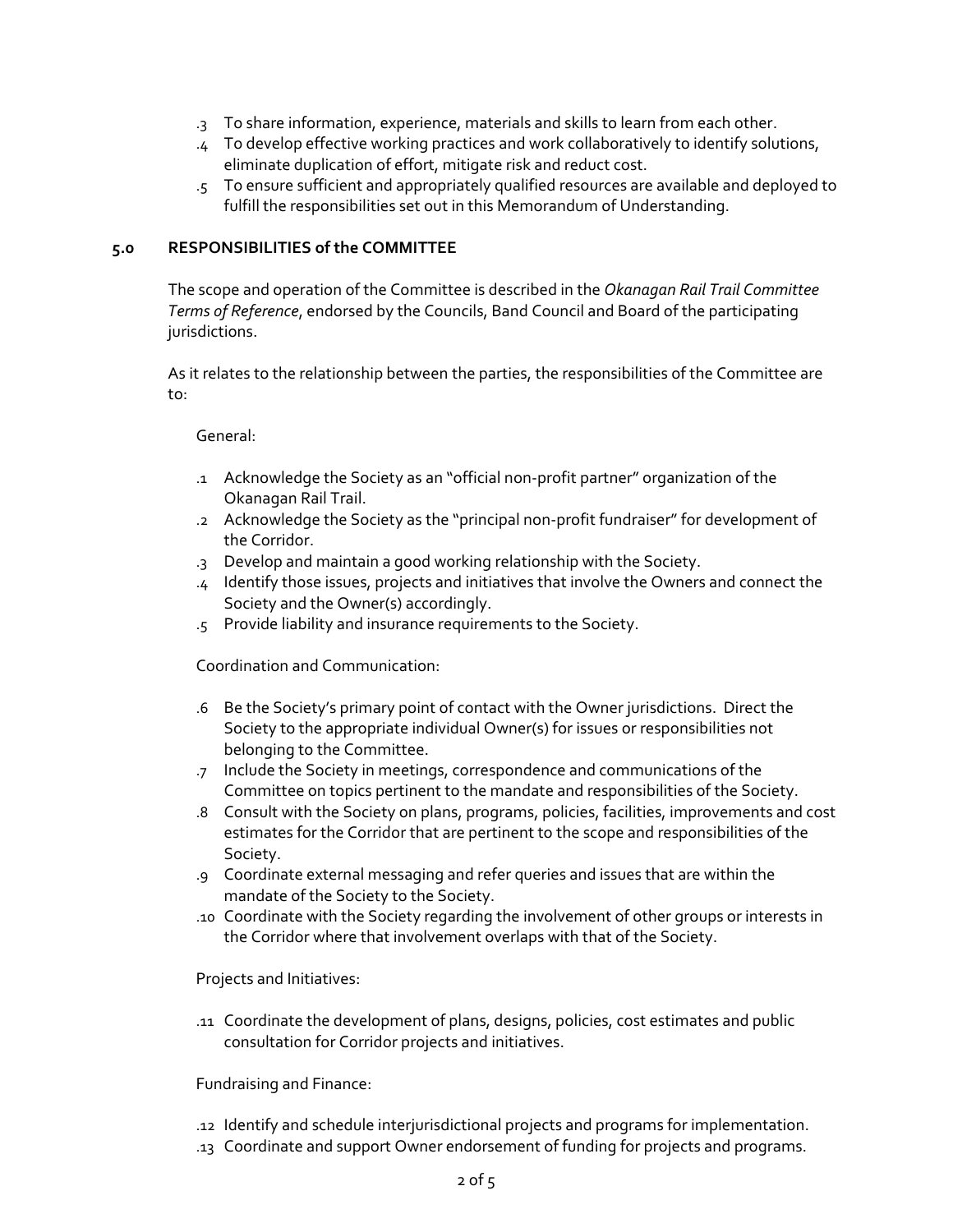.3 To share information, experience, materials and skills to learn from each other.

.4 To develop effective working practices and work collaboratively to identify solutions, eliminate duplication of effort, mitigate risk and reduct cost.

.5 To ensure sufficient and appropriately qualified resources are available and deployed to fulfill the responsibilities set out in this Memorandum of Understanding.

## 5.0 RESPONSIBILITIES of the COMMITTEE

The scope and operation of the Committee is described in the *Okanagan Rail Trail Committee Terms of Reference*, endorsed by the Councils, Band Council and Board of the participating jurisdictions.

As it relates to the relationship between the parties, the responsibilities of the Committee are to:

General:

.1 Acknowledge the Society as an "official non-profit partner" organization of the Okanagan Rail Trail.

.2 Acknowledge the Society as the "principal non-profit fundraiser" for development of the Corridor.

.3 Develop and maintain a good working relationship with the Society.

.4 Identify those issues, projects and initiatives that involve the Owners and connect the Society and the Owner(s) accordingly.

.5 Provide liability and insurance requirements to the Society.

Coordination and Communication:

.6 Be the Society's primary point of contact with the Owner jurisdictions. Direct the Society to the appropriate individual Owner(s) for issues or responsibilities not belonging to the Committee.

.7 Include the Society in meetings, correspondence and communications of the Committee on topics pertinent to the mandate and responsibilities of the Society.

.8 Consult with the Society on plans, programs, policies, facilities, improvements and cost estimates for the Corridor that are pertinent to the scope and responsibilities of the Society.

.9 Coordinate external messaging and refer queries and issues that are within the mandate of the Society to the Society.

.10 Coordinate with the Society regarding the involvement of other groups or interests in the Corridor where that involvement overlaps with that of the Society.

Projects and Initiatives:

.11 Coordinate the development of plans, designs, policies, cost estimates and public consultation for Corridor projects and initiatives.

Fundraising and Finance:

.12 Identify and schedule interjurisdictional projects and programs for implementation.

.13 Coordinate and support Owner endorsement of funding for projects and programs.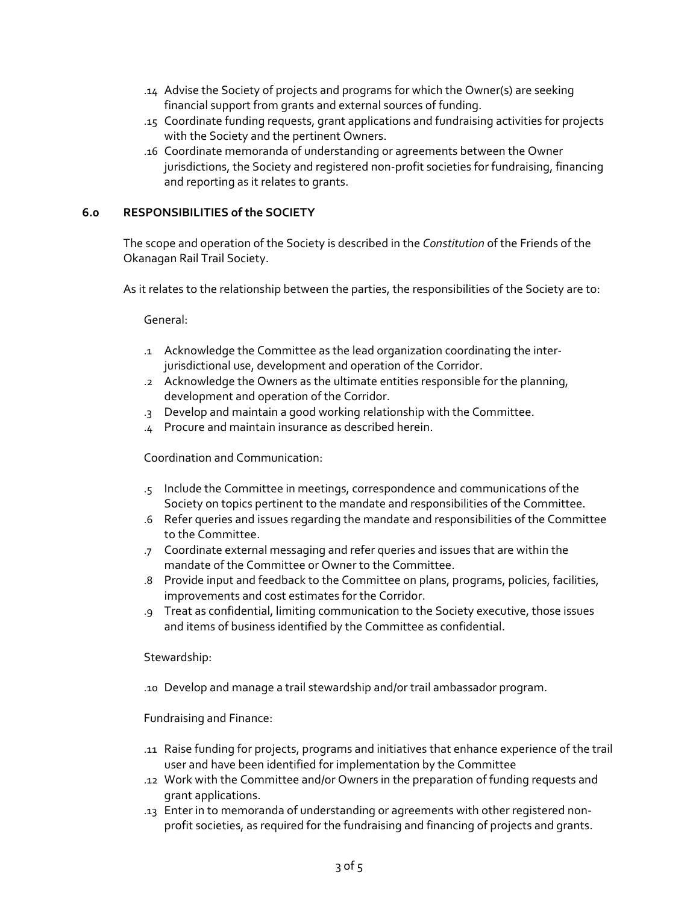.14 Advise the Society of projects and programs for which the Owner(s) are seeking financial support from grants and external sources of funding.

.15 Coordinate funding requests, grant applications and fundraising activities for projects with the Society and the pertinent Owners.

.16 Coordinate memoranda of understanding or agreements between the Owner jurisdictions, the Society and registered non-profit societies for fundraising, financing and reporting as it relates to grants.

## 6.0 RESPONSIBILITIES of the SOCIETY

The scope and operation of the Society is described in the *Constitution* of the Friends of the Okanagan Rail Trail Society.

As it relates to the relationship between the parties, the responsibilities of the Society are to:

General:

.1 Acknowledge the Committee as the lead organization coordinating the inter-jurisdictional use, development and operation of the Corridor.

.2 Acknowledge the Owners as the ultimate entities responsible for the planning, development and operation of the Corridor.

.3 Develop and maintain a good working relationship with the Committee.

.4 Procure and maintain insurance as described herein.

Coordination and Communication:

.5 Include the Committee in meetings, correspondence and communications of the Society on topics pertinent to the mandate and responsibilities of the Committee.

.6 Refer queries and issues regarding the mandate and responsibilities of the Committee to the Committee.

.7 Coordinate external messaging and refer queries and issues that are within the mandate of the Committee or Owner to the Committee.

.8 Provide input and feedback to the Committee on plans, programs, policies, facilities, improvements and cost estimates for the Corridor.

.9 Treat as confidential, limiting communication to the Society executive, those issues and items of business identified by the Committee as confidential.

Stewardship:

.10 Develop and manage a trail stewardship and/or trail ambassador program.

Fundraising and Finance:

.11 Raise funding for projects, programs and initiatives that enhance experience of the trail user and have been identified for implementation by the Committee

.12 Work with the Committee and/or Owners in the preparation of funding requests and grant applications.

.13 Enter in to memoranda of understanding or agreements with other registered non-profit societies, as required for the fundraising and financing of projects and grants.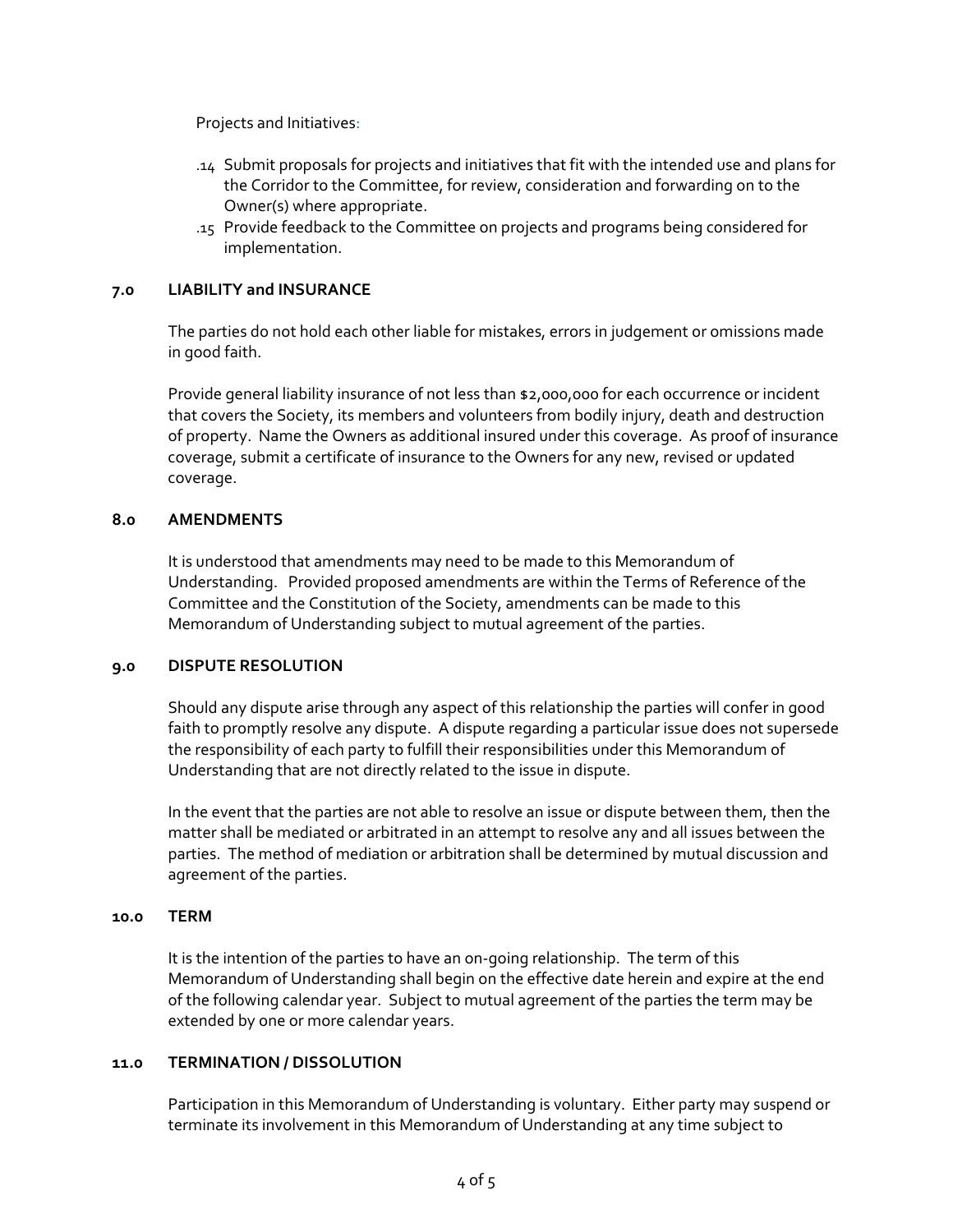Projects and Initiatives:

.14 Submit proposals for projects and initiatives that fit with the intended use and plans for the Corridor to the Committee, for review, consideration and forwarding on to the Owner(s) where appropriate.

.15 Provide feedback to the Committee on projects and programs being considered for implementation.

### 7.0 LIABILITY and INSURANCE

The parties do not hold each other liable for mistakes, errors in judgement or omissions made in good faith.

Provide general liability insurance of not less than $2,000,000 for each occurrence or incident that covers the Society, its members and volunteers from bodily injury, death and destruction of property. Name the Owners as additional insured under this coverage. As proof of insurance coverage, submit a certificate of insurance to the Owners for any new, revised or updated coverage.

### 8.0 AMENDMENTS

It is understood that amendments may need to be made to this Memorandum of Understanding. Provided proposed amendments are within the Terms of Reference of the Committee and the Constitution of the Society, amendments can be made to this Memorandum of Understanding subject to mutual agreement of the parties.

### 9.0 DISPUTE RESOLUTION

Should any dispute arise through any aspect of this relationship the parties will confer in good faith to promptly resolve any dispute. A dispute regarding a particular issue does not supersede the responsibility of each party to fulfill their responsibilities under this Memorandum of Understanding that are not directly related to the issue in dispute.

In the event that the parties are not able to resolve an issue or dispute between them, then the matter shall be mediated or arbitrated in an attempt to resolve any and all issues between the parties. The method of mediation or arbitration shall be determined by mutual discussion and agreement of the parties.

### 10.0 TERM

It is the intention of the parties to have an on-going relationship. The term of this Memorandum of Understanding shall begin on the effective date herein and expire at the end of the following calendar year. Subject to mutual agreement of the parties the term may be extended by one or more calendar years.

### 11.0 TERMINATION / DISSOLUTION

Participation in this Memorandum of Understanding is voluntary. Either party may suspend or terminate its involvement in this Memorandum of Understanding at any time subject to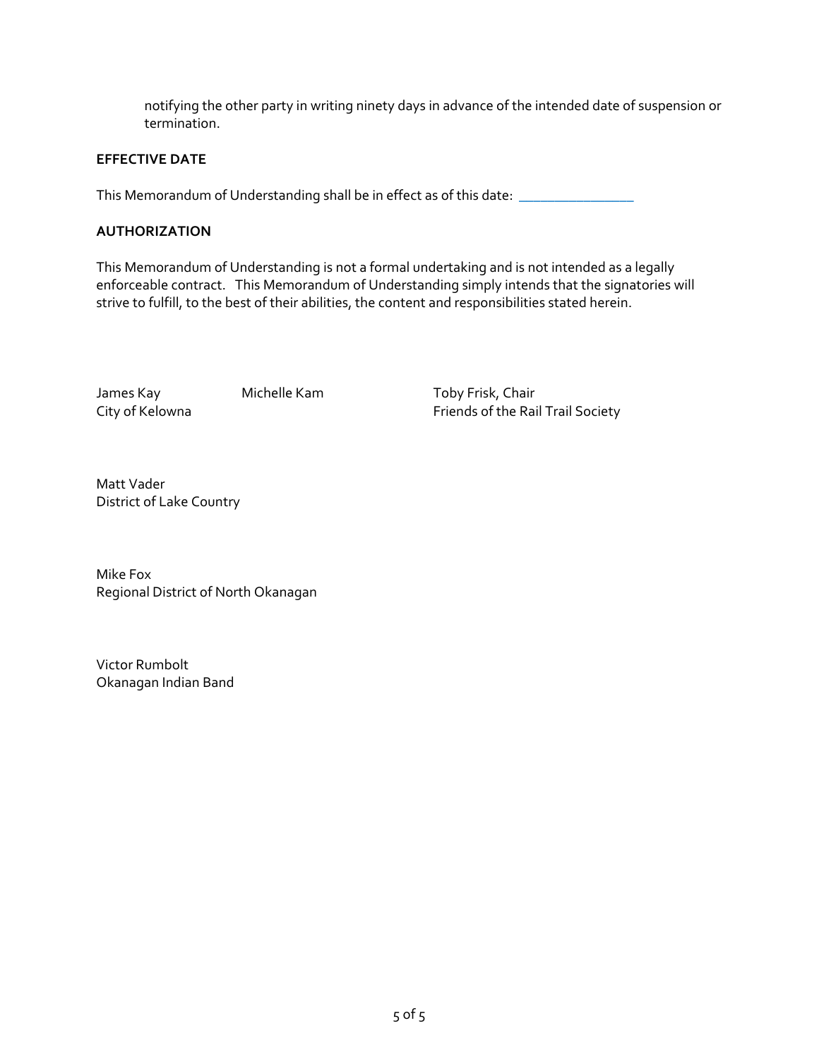notifying the other party in writing ninety days in advance of the intended date of suspension or termination.

**EFFECTIVE DATE**

This Memorandum of Understanding shall be in effect as of this date: _______________

**AUTHORIZATION**

This Memorandum of Understanding is not a formal undertaking and is not intended as a legally enforceable contract. This Memorandum of Understanding simply intends that the signatories will strive to fulfill, to the best of their abilities, the content and responsibilities stated herein.

James Kay
City of Kelowna

Michelle Kam

Toby Frisk, Chair
Friends of the Rail Trail Society

Matt Vader
District of Lake Country

Mike Fox
Regional District of North Okanagan

Victor Rumbolt
Okanagan Indian Band